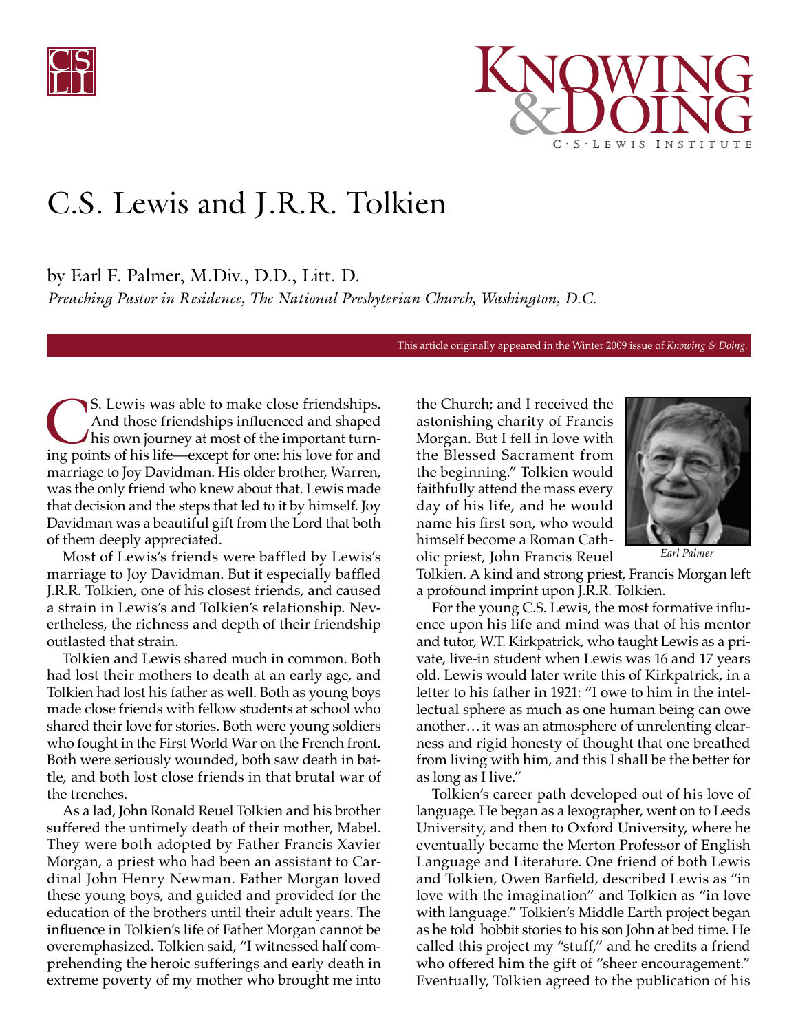# C.S. Lewis and J.R.R. Tolkien

by Earl F. Palmer, M.Div., D.D., Litt. D.

*Preaching Pastor in Residence, The National Presbyterian Church, Washington, D.C.*

This article originally appeared in the Winter 2009 issue of *Knowing & Doing*.

C.S. Lewis was able to make close friendships. And those friendships influenced and shaped his own journey at most of the important turning points of his life—except for one: his love for and marriage to Joy Davidman. His older brother, Warren, was the only friend who knew about that. Lewis made that decision and the steps that led to it by himself. Joy Davidman was a beautiful gift from the Lord that both of them deeply appreciated.

Most of Lewis's friends were baffled by Lewis's marriage to Joy Davidman. But it especially baffled J.R.R. Tolkien, one of his closest friends, and caused a strain in Lewis's and Tolkien's relationship. Nevertheless, the richness and depth of their friendship outlasted that strain.

Tolkien and Lewis shared much in common. Both had lost their mothers to death at an early age, and Tolkien had lost his father as well. Both as young boys made close friends with fellow students at school who shared their love for stories. Both were young soldiers who fought in the First World War on the French front. Both were seriously wounded, both saw death in battle, and both lost close friends in that brutal war of the trenches.

As a lad, John Ronald Reuel Tolkien and his brother suffered the untimely death of their mother, Mabel. They were both adopted by Father Francis Xavier Morgan, a priest who had been an assistant to Cardinal John Henry Newman. Father Morgan loved these young boys, and guided and provided for the education of the brothers until their adult years. The influence in Tolkien's life of Father Morgan cannot be overemphasized. Tolkien said, "I witnessed half comprehending the heroic sufferings and early death in extreme poverty of my mother who brought me into the Church; and I received the astonishing charity of Francis Morgan. But I fell in love with the Blessed Sacrament from the beginning." Tolkien would faithfully attend the mass every day of his life, and he would name his first son, who would himself become a Roman Catholic priest, John Francis Reuel Tolkien. A kind and strong priest, Francis Morgan left a profound imprint upon J.R.R. Tolkien.

*Earl Palmer*

For the young C.S. Lewis, the most formative influence upon his life and mind was that of his mentor and tutor, W.T. Kirkpatrick, who taught Lewis as a private, live-in student when Lewis was 16 and 17 years old. Lewis would later write this of Kirkpatrick, in a letter to his father in 1921: "I owe to him in the intellectual sphere as much as one human being can owe another… it was an atmosphere of unrelenting clearness and rigid honesty of thought that one breathed from living with him, and this I shall be the better for as long as I live."

Tolkien's career path developed out of his love of language. He began as a lexographer, went on to Leeds University, and then to Oxford University, where he eventually became the Merton Professor of English Language and Literature. One friend of both Lewis and Tolkien, Owen Barfield, described Lewis as "in love with the imagination" and Tolkien as "in love with language." Tolkien's Middle Earth project began as he told hobbit stories to his son John at bed time. He called this project my "stuff," and he credits a friend who offered him the gift of "sheer encouragement." Eventually, Tolkien agreed to the publication of his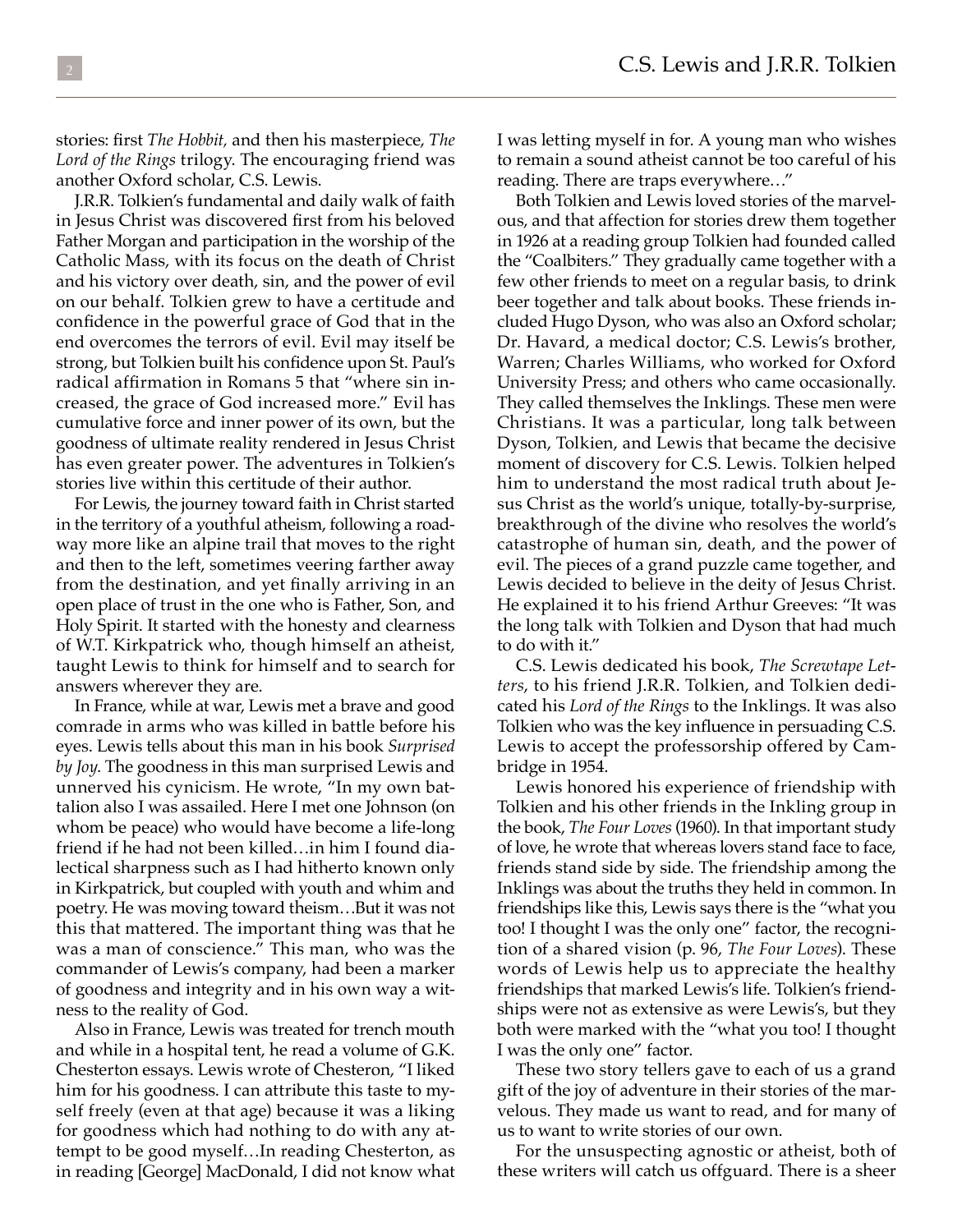stories: first *The Hobbit,* and then his masterpiece, *The Lord of the Rings* trilogy. The encouraging friend was another Oxford scholar, C.S. Lewis.

J.R.R. Tolkien's fundamental and daily walk of faith in Jesus Christ was discovered first from his beloved Father Morgan and participation in the worship of the Catholic Mass, with its focus on the death of Christ and his victory over death, sin, and the power of evil on our behalf. Tolkien grew to have a certitude and confidence in the powerful grace of God that in the end overcomes the terrors of evil. Evil may itself be strong, but Tolkien built his confidence upon St. Paul's radical affirmation in Romans 5 that "where sin increased, the grace of God increased more." Evil has cumulative force and inner power of its own, but the goodness of ultimate reality rendered in Jesus Christ has even greater power. The adventures in Tolkien's stories live within this certitude of their author.

For Lewis, the journey toward faith in Christ started in the territory of a youthful atheism, following a roadway more like an alpine trail that moves to the right and then to the left, sometimes veering farther away from the destination, and yet finally arriving in an open place of trust in the one who is Father, Son, and Holy Spirit. It started with the honesty and clearness of W.T. Kirkpatrick who, though himself an atheist, taught Lewis to think for himself and to search for answers wherever they are.

In France, while at war, Lewis met a brave and good comrade in arms who was killed in battle before his eyes. Lewis tells about this man in his book *Surprised by Joy.* The goodness in this man surprised Lewis and unnerved his cynicism. He wrote, "In my own battalion also I was assailed. Here I met one Johnson (on whom be peace) who would have become a life-long friend if he had not been killed…in him I found dialectical sharpness such as I had hitherto known only in Kirkpatrick, but coupled with youth and whim and poetry. He was moving toward theism…But it was not this that mattered. The important thing was that he was a man of conscience." This man, who was the commander of Lewis's company, had been a marker of goodness and integrity and in his own way a witness to the reality of God.

Also in France, Lewis was treated for trench mouth and while in a hospital tent, he read a volume of G.K. Chesterton essays. Lewis wrote of Chesteron, "I liked him for his goodness. I can attribute this taste to myself freely (even at that age) because it was a liking for goodness which had nothing to do with any attempt to be good myself…In reading Chesterton, as in reading [George] MacDonald, I did not know what I was letting myself in for. A young man who wishes to remain a sound atheist cannot be too careful of his reading. There are traps everywhere…"

Both Tolkien and Lewis loved stories of the marvelous, and that affection for stories drew them together in 1926 at a reading group Tolkien had founded called the "Coalbiters." They gradually came together with a few other friends to meet on a regular basis, to drink beer together and talk about books. These friends included Hugo Dyson, who was also an Oxford scholar; Dr. Havard, a medical doctor; C.S. Lewis's brother, Warren; Charles Williams, who worked for Oxford University Press; and others who came occasionally. They called themselves the Inklings. These men were Christians. It was a particular, long talk between Dyson, Tolkien, and Lewis that became the decisive moment of discovery for C.S. Lewis. Tolkien helped him to understand the most radical truth about Jesus Christ as the world's unique, totally-by-surprise, breakthrough of the divine who resolves the world's catastrophe of human sin, death, and the power of evil. The pieces of a grand puzzle came together, and Lewis decided to believe in the deity of Jesus Christ. He explained it to his friend Arthur Greeves: "It was the long talk with Tolkien and Dyson that had much to do with it."

C.S. Lewis dedicated his book, *The Screwtape Letters*, to his friend J.R.R. Tolkien, and Tolkien dedicated his *Lord of the Rings* to the Inklings. It was also Tolkien who was the key influence in persuading C.S. Lewis to accept the professorship offered by Cambridge in 1954.

Lewis honored his experience of friendship with Tolkien and his other friends in the Inkling group in the book, *The Four Loves* (1960). In that important study of love, he wrote that whereas lovers stand face to face, friends stand side by side. The friendship among the Inklings was about the truths they held in common. In friendships like this, Lewis says there is the "what you too! I thought I was the only one" factor, the recognition of a shared vision (p. 96, *The Four Loves*). These words of Lewis help us to appreciate the healthy friendships that marked Lewis's life. Tolkien's friendships were not as extensive as were Lewis's, but they both were marked with the "what you too! I thought I was the only one" factor.

These two story tellers gave to each of us a grand gift of the joy of adventure in their stories of the marvelous. They made us want to read, and for many of us to want to write stories of our own.

For the unsuspecting agnostic or atheist, both of these writers will catch us offguard. There is a sheer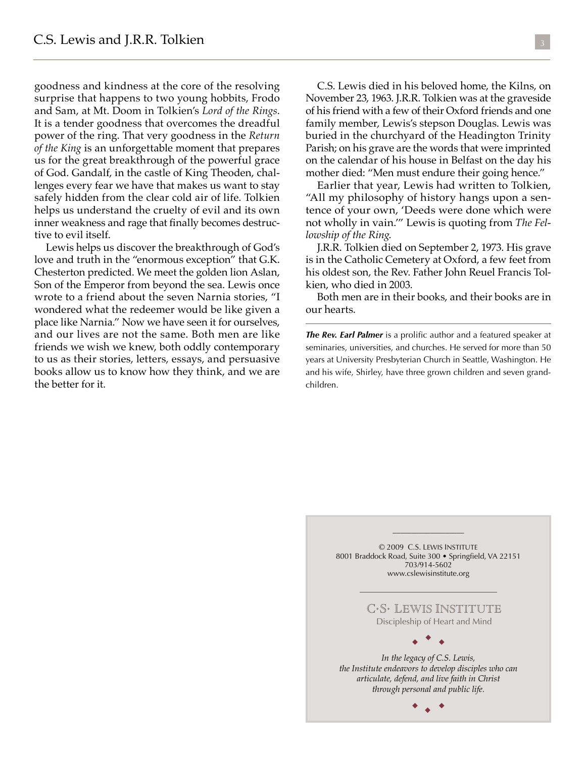goodness and kindness at the core of the resolving surprise that happens to two young hobbits, Frodo and Sam, at Mt. Doom in Tolkien's *Lord of the Rings*. It is a tender goodness that overcomes the dreadful power of the ring. That very goodness in the *Return of the King* is an unforgettable moment that prepares us for the great breakthrough of the powerful grace of God. Gandalf, in the castle of King Theoden, challenges every fear we have that makes us want to stay safely hidden from the clear cold air of life. Tolkien helps us understand the cruelty of evil and its own inner weakness and rage that finally becomes destructive to evil itself.

Lewis helps us discover the breakthrough of God's love and truth in the "enormous exception" that G.K. Chesterton predicted. We meet the golden lion Aslan, Son of the Emperor from beyond the sea. Lewis once wrote to a friend about the seven Narnia stories, "I wondered what the redeemer would be like given a place like Narnia." Now we have seen it for ourselves, and our lives are not the same. Both men are like friends we wish we knew, both oddly contemporary to us as their stories, letters, essays, and persuasive books allow us to know how they think, and we are the better for it.

C.S. Lewis died in his beloved home, the Kilns, on November 23, 1963. J.R.R. Tolkien was at the graveside of his friend with a few of their Oxford friends and one family member, Lewis's stepson Douglas. Lewis was buried in the churchyard of the Headington Trinity Parish; on his grave are the words that were imprinted on the calendar of his house in Belfast on the day his mother died: "Men must endure their going hence."

Earlier that year, Lewis had written to Tolkien, "All my philosophy of history hangs upon a sentence of your own, 'Deeds were done which were not wholly in vain.'" Lewis is quoting from *The Fellowship of the Ring*.

J.R.R. Tolkien died on September 2, 1973. His grave is in the Catholic Cemetery at Oxford, a few feet from his oldest son, the Rev. Father John Reuel Francis Tolkien, who died in 2003.

Both men are in their books, and their books are in our hearts.

---

***The Rev. Earl Palmer*** is a prolific author and a featured speaker at seminaries, universities, and churches. He served for more than 50 years at University Presbyterian Church in Seattle, Washington. He and his wife, Shirley, have three grown children and seven grandchildren.

---

© 2009 C.S. Lewis Institute
8001 Braddock Road, Suite 300 • Springfield, VA 22151
703/914-5602
www.cslewisinstitute.org

C·S· Lewis Institute
Discipleship of Heart and Mind

*In the legacy of C.S. Lewis, the Institute endeavors to develop disciples who can articulate, defend, and live faith in Christ through personal and public life.*